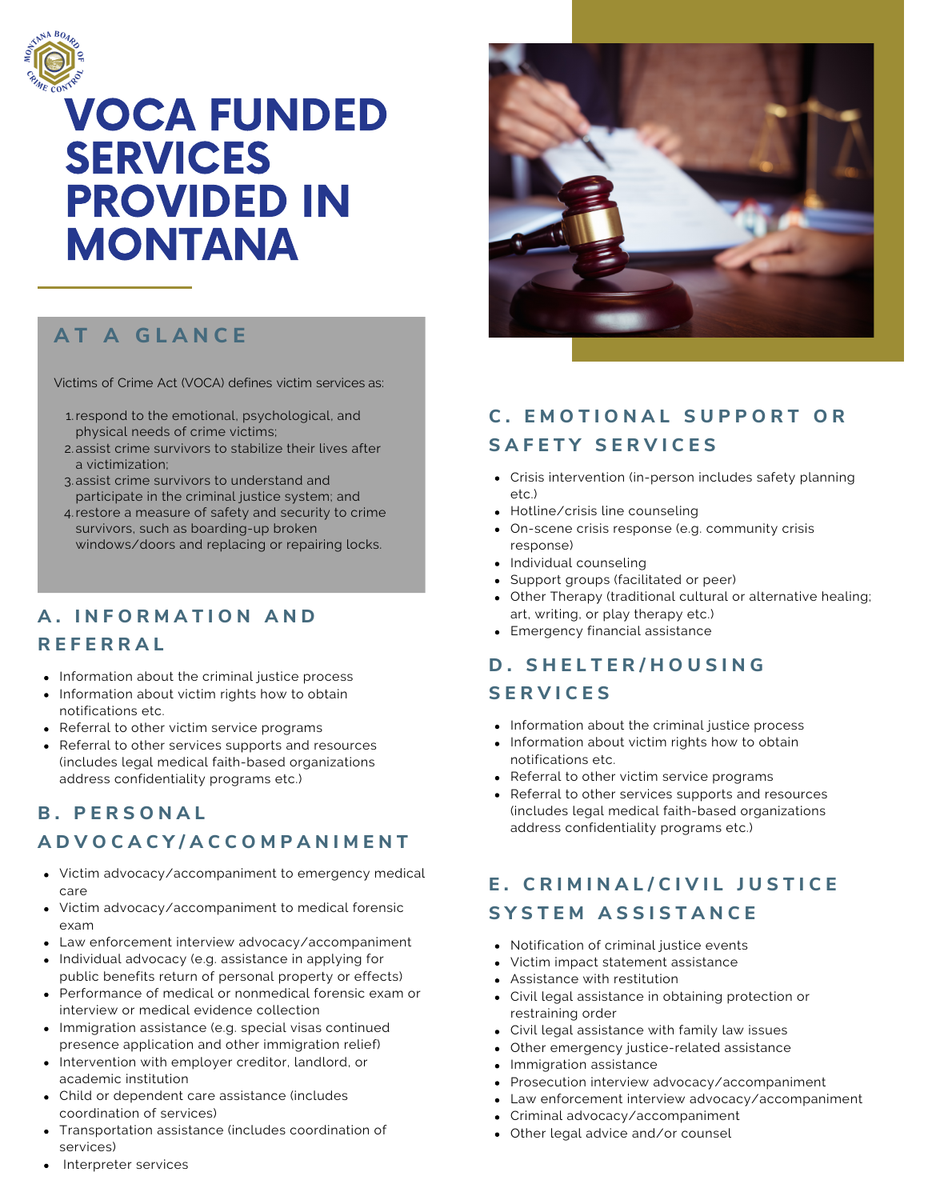# VOCA FUNDED SERVICES PROVIDED IN MONTANA

## AT A GLANCE

Victims of Crime Act (VOCA) defines victim services as:

1. respond to the emotional, psychological, and physical needs of crime victims;
2. assist crime survivors to stabilize their lives after a victimization;
3. assist crime survivors to understand and participate in the criminal justice system; and
4. restore a measure of safety and security to crime survivors, such as boarding-up broken windows/doors and replacing or repairing locks.

## A. INFORMATION AND REFERRAL

- Information about the criminal justice process
- Information about victim rights how to obtain notifications etc.
- Referral to other victim service programs
- Referral to other services supports and resources (includes legal medical faith-based organizations address confidentiality programs etc.)

## B. PERSONAL ADVOCACY/ACCOMPANIMENT

- Victim advocacy/accompaniment to emergency medical care
- Victim advocacy/accompaniment to medical forensic exam
- Law enforcement interview advocacy/accompaniment
- Individual advocacy (e.g. assistance in applying for public benefits return of personal property or effects)
- Performance of medical or nonmedical forensic exam or interview or medical evidence collection
- Immigration assistance (e.g. special visas continued presence application and other immigration relief)
- Intervention with employer creditor, landlord, or academic institution
- Child or dependent care assistance (includes coordination of services)
- Transportation assistance (includes coordination of services)
- Interpreter services

## C. EMOTIONAL SUPPORT OR SAFETY SERVICES

- Crisis intervention (in-person includes safety planning etc.)
- Hotline/crisis line counseling
- On-scene crisis response (e.g. community crisis response)
- Individual counseling
- Support groups (facilitated or peer)
- Other Therapy (traditional cultural or alternative healing; art, writing, or play therapy etc.)
- Emergency financial assistance

## D. SHELTER/HOUSING SERVICES

- Information about the criminal justice process
- Information about victim rights how to obtain notifications etc.
- Referral to other victim service programs
- Referral to other services supports and resources (includes legal medical faith-based organizations address confidentiality programs etc.)

## E. CRIMINAL/CIVIL JUSTICE SYSTEM ASSISTANCE

- Notification of criminal justice events
- Victim impact statement assistance
- Assistance with restitution
- Civil legal assistance in obtaining protection or restraining order
- Civil legal assistance with family law issues
- Other emergency justice-related assistance
- Immigration assistance
- Prosecution interview advocacy/accompaniment
- Law enforcement interview advocacy/accompaniment
- Criminal advocacy/accompaniment
- Other legal advice and/or counsel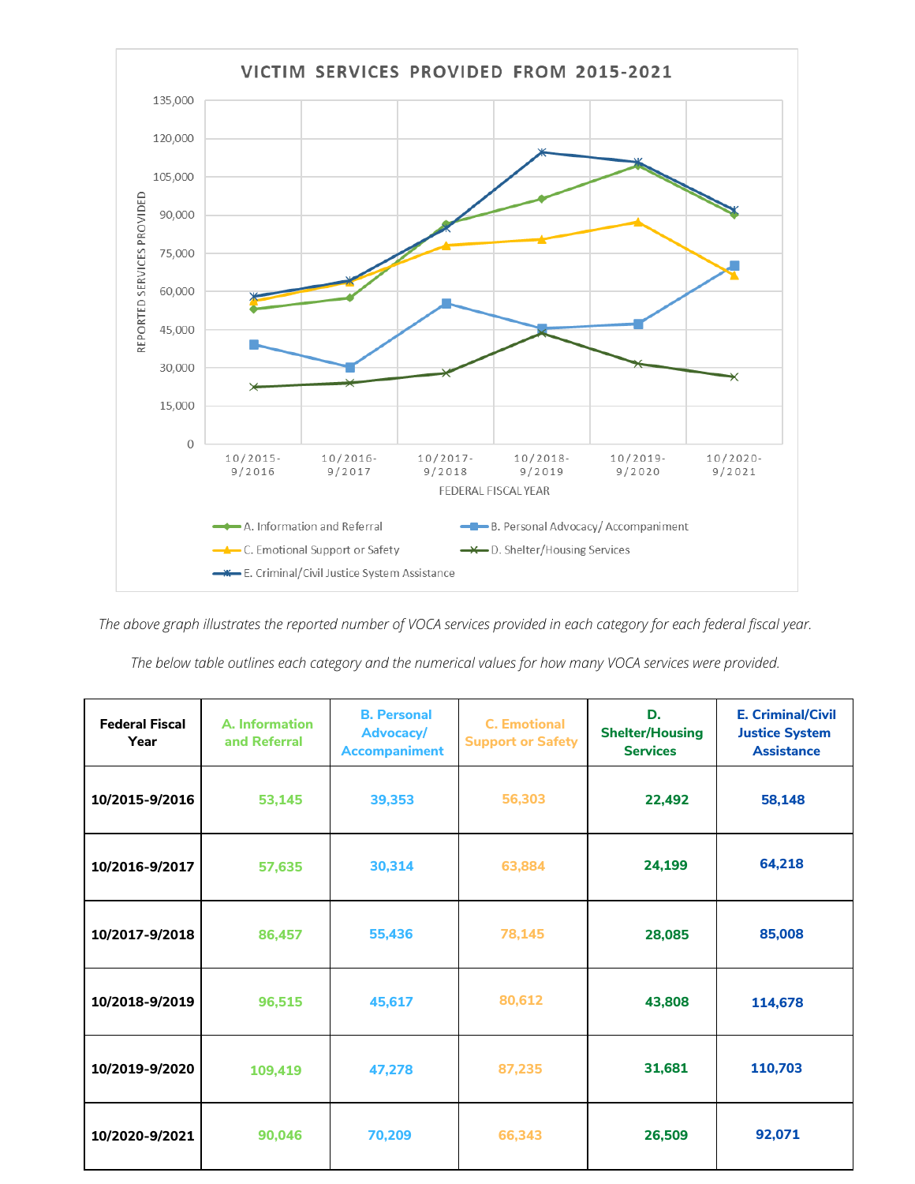VICTIM SERVICES PROVIDED FROM 2015-2021

135,000
120,000
105,000
90,000
75,000
60,000
45,000
30,000
15,000
0

REPORTED SERVICES PROVIDED

10/2015-9/2016
10/2016-9/2017
10/2017-9/2018
10/2018-9/2019
10/2019-9/2020
10/2020-9/2021

FEDERAL FISCAL YEAR

A. Information and Referral
B. Personal Advocacy/ Accompaniment
C. Emotional Support or Safety
D. Shelter/Housing Services
E. Criminal/Civil Justice System Assistance

*The above graph illustrates the reported number of VOCA services provided in each category for each federal fiscal year.*

*The below table outlines each category and the numerical values for how many VOCA services were provided.*

| Federal Fiscal Year | A. Information and Referral | B. Personal Advocacy/ Accompaniment | C. Emotional Support or Safety | D. Shelter/Housing Services | E. Criminal/Civil Justice System Assistance |
|---|---|---|---|---|---|
| 10/2015-9/2016 | 53,145 | 39,353 | 56,303 | 22,492 | 58,148 |
| 10/2016-9/2017 | 57,635 | 30,314 | 63,884 | 24,199 | 64,218 |
| 10/2017-9/2018 | 86,457 | 55,436 | 78,145 | 28,085 | 85,008 |
| 10/2018-9/2019 | 96,515 | 45,617 | 80,612 | 43,808 | 114,678 |
| 10/2019-9/2020 | 109,419 | 47,278 | 87,235 | 31,681 | 110,703 |
| 10/2020-9/2021 | 90,046 | 70,209 | 66,343 | 26,509 | 92,071 |